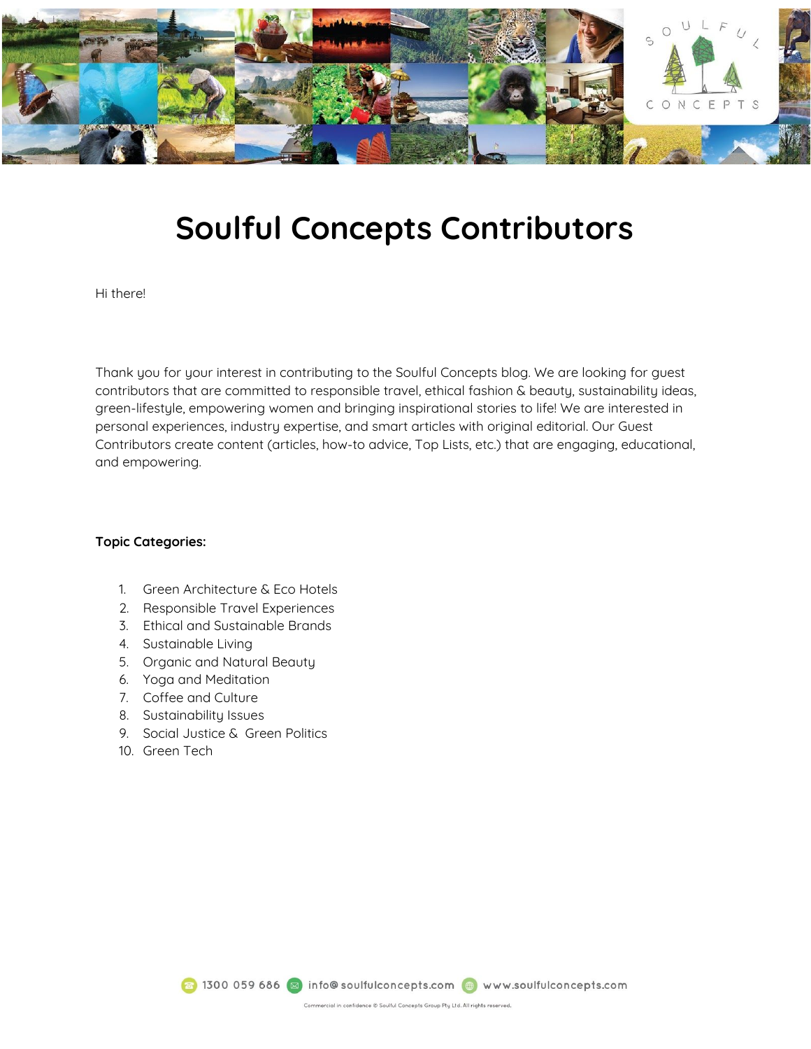# Soulful Concepts Contributors

Hi there!

Thank you for your interest in contributing to the Soulful Concepts blog. We are looking for guest contributors that are committed to responsible travel, ethical fashion & beauty, sustainability ideas, green-lifestyle, empowering women and bringing inspirational stories to life! We are interested in personal experiences, industry expertise, and smart articles with original editorial. Our Guest Contributors create content (articles, how-to advice, Top Lists, etc.) that are engaging, educational, and empowering.

**Topic Categories:**

1. Green Architecture & Eco Hotels
2. Responsible Travel Experiences
3. Ethical and Sustainable Brands
4. Sustainable Living
5. Organic and Natural Beauty
6. Yoga and Meditation
7. Coffee and Culture
8. Sustainability Issues
9. Social Justice & Green Politics
10. Green Tech

1300 059 686 info@soulfulconcepts.com www.soulfulconcepts.com

Commercial in confidence © Soulful Concepts Group Pty Ltd. All rights reserved.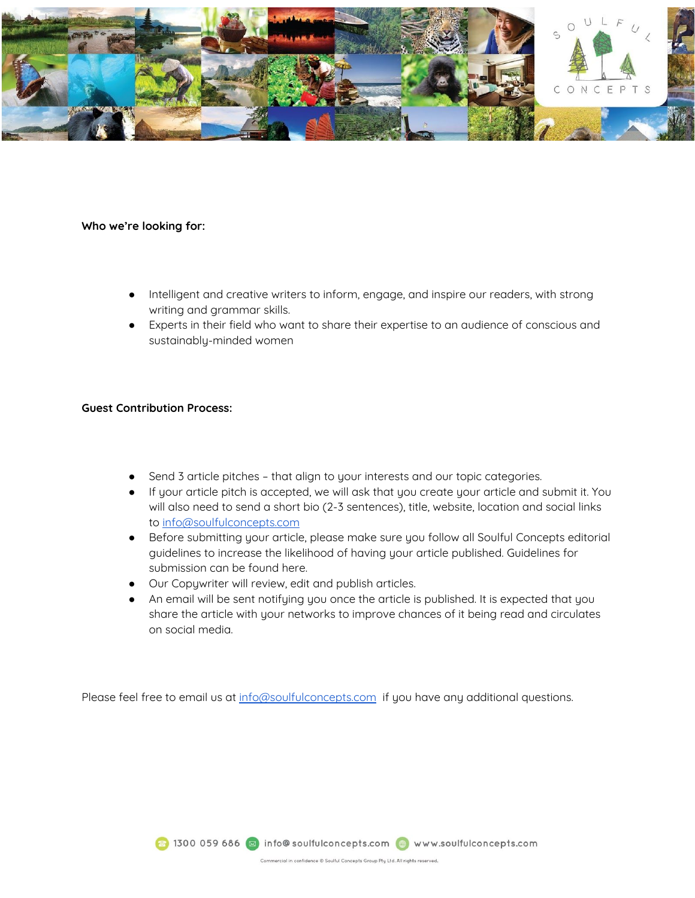**Who we're looking for:**

- Intelligent and creative writers to inform, engage, and inspire our readers, with strong writing and grammar skills.
- Experts in their field who want to share their expertise to an audience of conscious and sustainably-minded women

**Guest Contribution Process:**

- Send 3 article pitches – that align to your interests and our topic categories.
- If your article pitch is accepted, we will ask that you create your article and submit it. You will also need to send a short bio (2-3 sentences), title, website, location and social links to info@soulfulconcepts.com
- Before submitting your article, please make sure you follow all Soulful Concepts editorial guidelines to increase the likelihood of having your article published. Guidelines for submission can be found here.
- Our Copywriter will review, edit and publish articles.
- An email will be sent notifying you once the article is published. It is expected that you share the article with your networks to improve chances of it being read and circulates on social media.

Please feel free to email us at info@soulfulconcepts.com if you have any additional questions.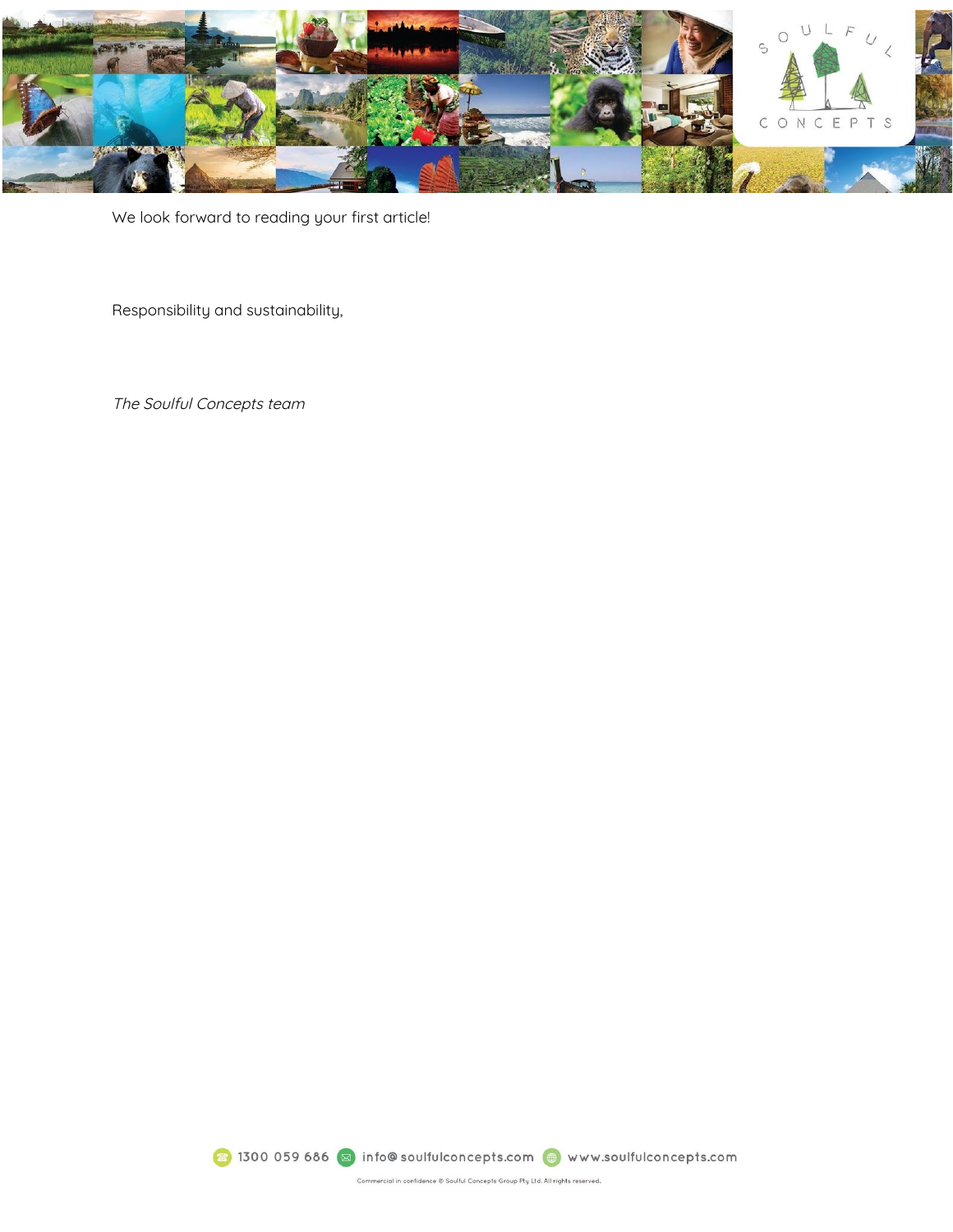We look forward to reading your first article!

Responsibility and sustainability,

*The Soulful Concepts team*